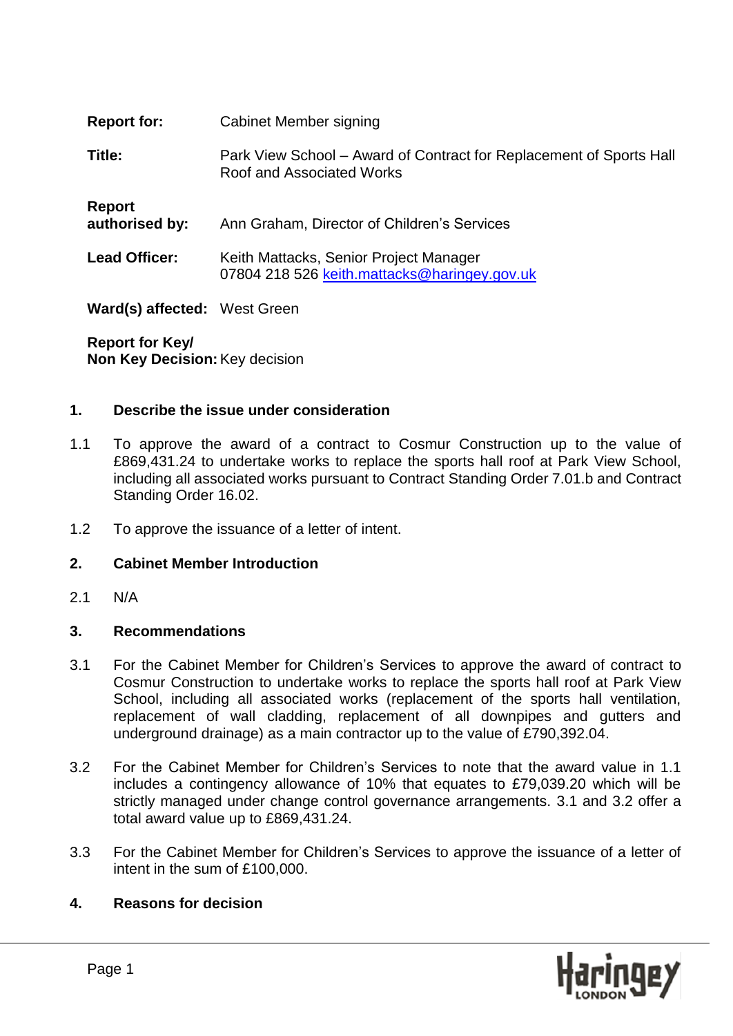**Report for:** Cabinet Member signing

**Title:** Park View School – Award of Contract for Replacement of Sports Hall Roof and Associated Works

**Report authorised by:** Ann Graham, Director of Children's Services

**Lead Officer:** Keith Mattacks, Senior Project Manager
07804 218 526 keith.mattacks@haringey.gov.uk

**Ward(s) affected:** West Green

**Report for Key/ Non Key Decision:** Key decision

## 1. Describe the issue under consideration

1.1 To approve the award of a contract to Cosmur Construction up to the value of £869,431.24 to undertake works to replace the sports hall roof at Park View School, including all associated works pursuant to Contract Standing Order 7.01.b and Contract Standing Order 16.02.

1.2 To approve the issuance of a letter of intent.

## 2. Cabinet Member Introduction

2.1 N/A

## 3. Recommendations

3.1 For the Cabinet Member for Children's Services to approve the award of contract to Cosmur Construction to undertake works to replace the sports hall roof at Park View School, including all associated works (replacement of the sports hall ventilation, replacement of wall cladding, replacement of all downpipes and gutters and underground drainage) as a main contractor up to the value of £790,392.04.

3.2 For the Cabinet Member for Children's Services to note that the award value in 1.1 includes a contingency allowance of 10% that equates to £79,039.20 which will be strictly managed under change control governance arrangements. 3.1 and 3.2 offer a total award value up to £869,431.24.

3.3 For the Cabinet Member for Children's Services to approve the issuance of a letter of intent in the sum of £100,000.

## 4. Reasons for decision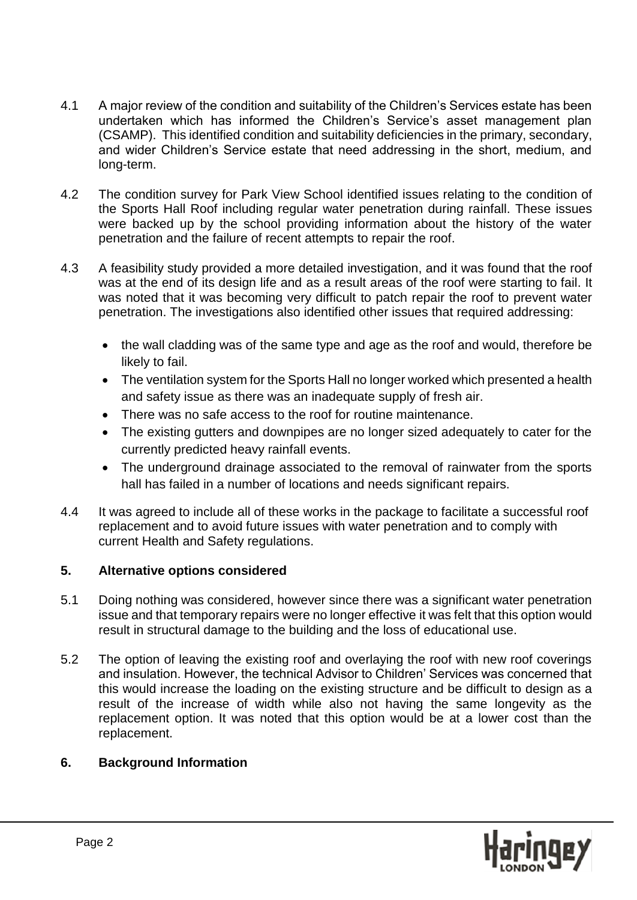4.1 A major review of the condition and suitability of the Children's Services estate has been undertaken which has informed the Children's Service's asset management plan (CSAMP). This identified condition and suitability deficiencies in the primary, secondary, and wider Children's Service estate that need addressing in the short, medium, and long-term.

4.2 The condition survey for Park View School identified issues relating to the condition of the Sports Hall Roof including regular water penetration during rainfall. These issues were backed up by the school providing information about the history of the water penetration and the failure of recent attempts to repair the roof.

4.3 A feasibility study provided a more detailed investigation, and it was found that the roof was at the end of its design life and as a result areas of the roof were starting to fail. It was noted that it was becoming very difficult to patch repair the roof to prevent water penetration. The investigations also identified other issues that required addressing:

- the wall cladding was of the same type and age as the roof and would, therefore be likely to fail.
- The ventilation system for the Sports Hall no longer worked which presented a health and safety issue as there was an inadequate supply of fresh air.
- There was no safe access to the roof for routine maintenance.
- The existing gutters and downpipes are no longer sized adequately to cater for the currently predicted heavy rainfall events.
- The underground drainage associated to the removal of rainwater from the sports hall has failed in a number of locations and needs significant repairs.

4.4 It was agreed to include all of these works in the package to facilitate a successful roof replacement and to avoid future issues with water penetration and to comply with current Health and Safety regulations.

## 5. Alternative options considered

5.1 Doing nothing was considered, however since there was a significant water penetration issue and that temporary repairs were no longer effective it was felt that this option would result in structural damage to the building and the loss of educational use.

5.2 The option of leaving the existing roof and overlaying the roof with new roof coverings and insulation. However, the technical Advisor to Children' Services was concerned that this would increase the loading on the existing structure and be difficult to design as a result of the increase of width while also not having the same longevity as the replacement option. It was noted that this option would be at a lower cost than the replacement.

## 6. Background Information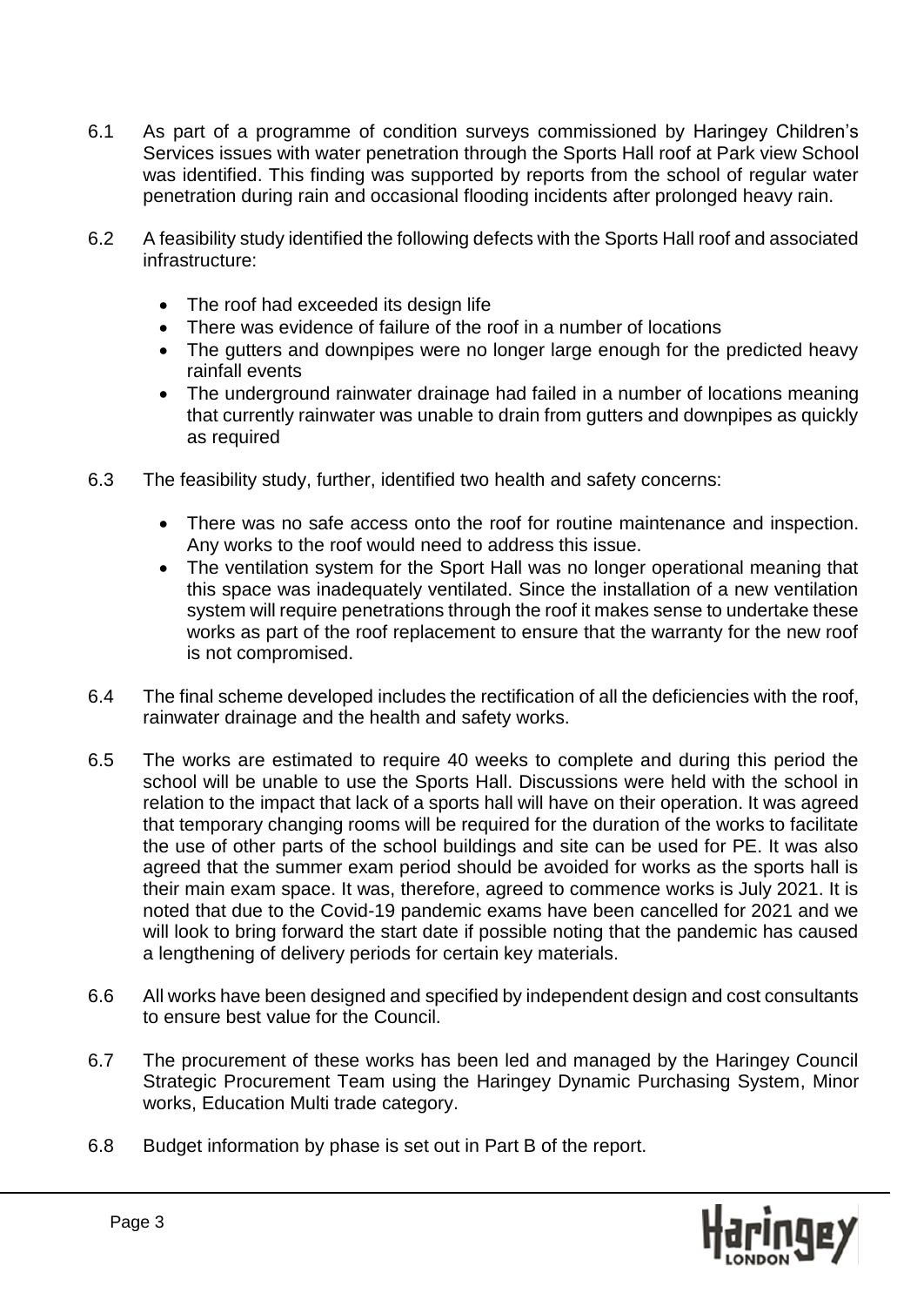6.1 As part of a programme of condition surveys commissioned by Haringey Children's Services issues with water penetration through the Sports Hall roof at Park view School was identified. This finding was supported by reports from the school of regular water penetration during rain and occasional flooding incidents after prolonged heavy rain.

6.2 A feasibility study identified the following defects with the Sports Hall roof and associated infrastructure:

- The roof had exceeded its design life
- There was evidence of failure of the roof in a number of locations
- The gutters and downpipes were no longer large enough for the predicted heavy rainfall events
- The underground rainwater drainage had failed in a number of locations meaning that currently rainwater was unable to drain from gutters and downpipes as quickly as required

6.3 The feasibility study, further, identified two health and safety concerns:

- There was no safe access onto the roof for routine maintenance and inspection. Any works to the roof would need to address this issue.
- The ventilation system for the Sport Hall was no longer operational meaning that this space was inadequately ventilated. Since the installation of a new ventilation system will require penetrations through the roof it makes sense to undertake these works as part of the roof replacement to ensure that the warranty for the new roof is not compromised.

6.4 The final scheme developed includes the rectification of all the deficiencies with the roof, rainwater drainage and the health and safety works.

6.5 The works are estimated to require 40 weeks to complete and during this period the school will be unable to use the Sports Hall. Discussions were held with the school in relation to the impact that lack of a sports hall will have on their operation. It was agreed that temporary changing rooms will be required for the duration of the works to facilitate the use of other parts of the school buildings and site can be used for PE. It was also agreed that the summer exam period should be avoided for works as the sports hall is their main exam space. It was, therefore, agreed to commence works is July 2021. It is noted that due to the Covid-19 pandemic exams have been cancelled for 2021 and we will look to bring forward the start date if possible noting that the pandemic has caused a lengthening of delivery periods for certain key materials.

6.6 All works have been designed and specified by independent design and cost consultants to ensure best value for the Council.

6.7 The procurement of these works has been led and managed by the Haringey Council Strategic Procurement Team using the Haringey Dynamic Purchasing System, Minor works, Education Multi trade category.

6.8 Budget information by phase is set out in Part B of the report.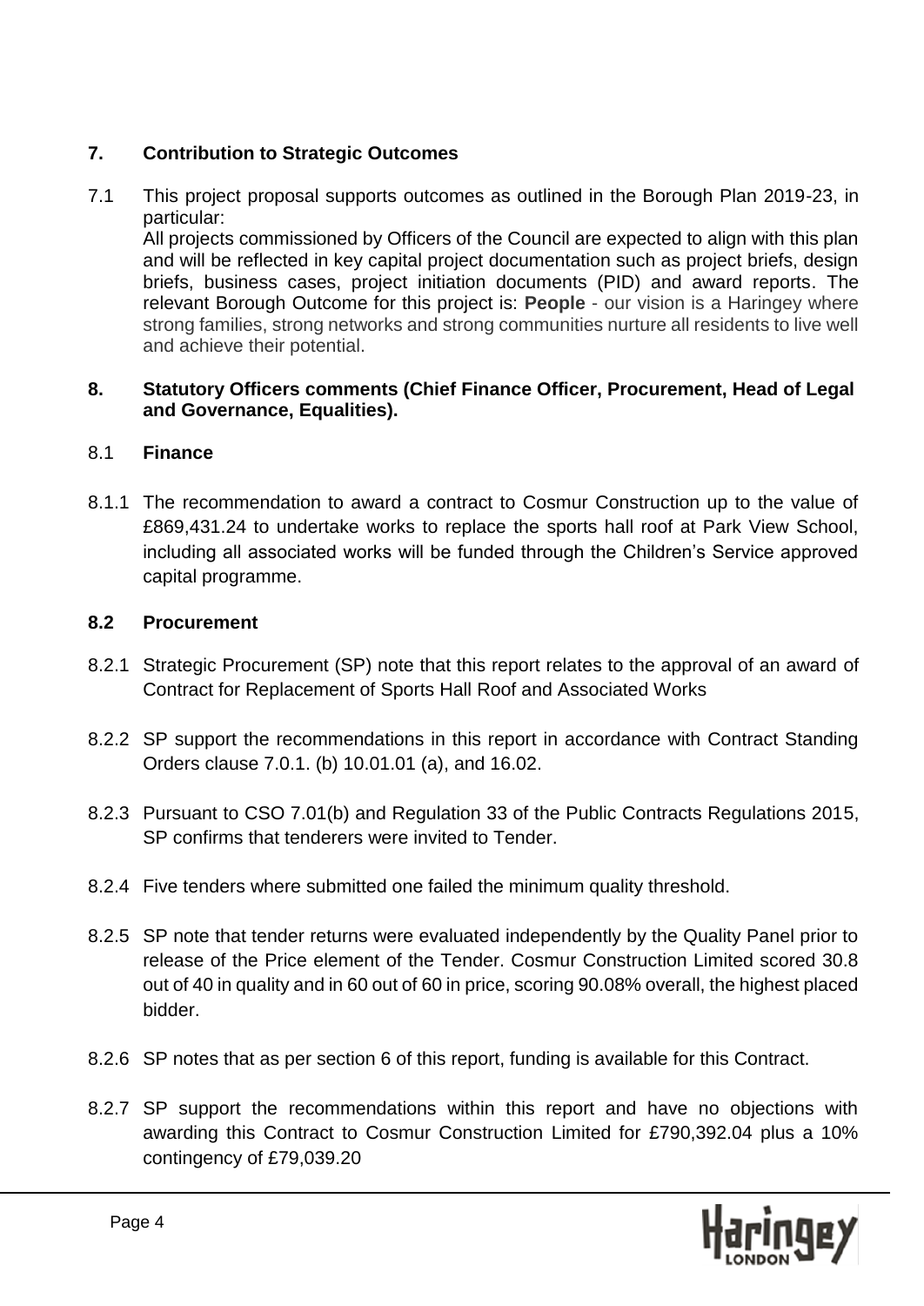## 7. Contribution to Strategic Outcomes

7.1 This project proposal supports outcomes as outlined in the Borough Plan 2019-23, in particular:
All projects commissioned by Officers of the Council are expected to align with this plan and will be reflected in key capital project documentation such as project briefs, design briefs, business cases, project initiation documents (PID) and award reports. The relevant Borough Outcome for this project is: **People** - our vision is a Haringey where strong families, strong networks and strong communities nurture all residents to live well and achieve their potential.

## 8. Statutory Officers comments (Chief Finance Officer, Procurement, Head of Legal and Governance, Equalities).

### 8.1 Finance

8.1.1 The recommendation to award a contract to Cosmur Construction up to the value of £869,431.24 to undertake works to replace the sports hall roof at Park View School, including all associated works will be funded through the Children's Service approved capital programme.

### 8.2 Procurement

8.2.1 Strategic Procurement (SP) note that this report relates to the approval of an award of Contract for Replacement of Sports Hall Roof and Associated Works

8.2.2 SP support the recommendations in this report in accordance with Contract Standing Orders clause 7.0.1. (b) 10.01.01 (a), and 16.02.

8.2.3 Pursuant to CSO 7.01(b) and Regulation 33 of the Public Contracts Regulations 2015, SP confirms that tenderers were invited to Tender.

8.2.4 Five tenders where submitted one failed the minimum quality threshold.

8.2.5 SP note that tender returns were evaluated independently by the Quality Panel prior to release of the Price element of the Tender. Cosmur Construction Limited scored 30.8 out of 40 in quality and in 60 out of 60 in price, scoring 90.08% overall, the highest placed bidder.

8.2.6 SP notes that as per section 6 of this report, funding is available for this Contract.

8.2.7 SP support the recommendations within this report and have no objections with awarding this Contract to Cosmur Construction Limited for £790,392.04 plus a 10% contingency of £79,039.20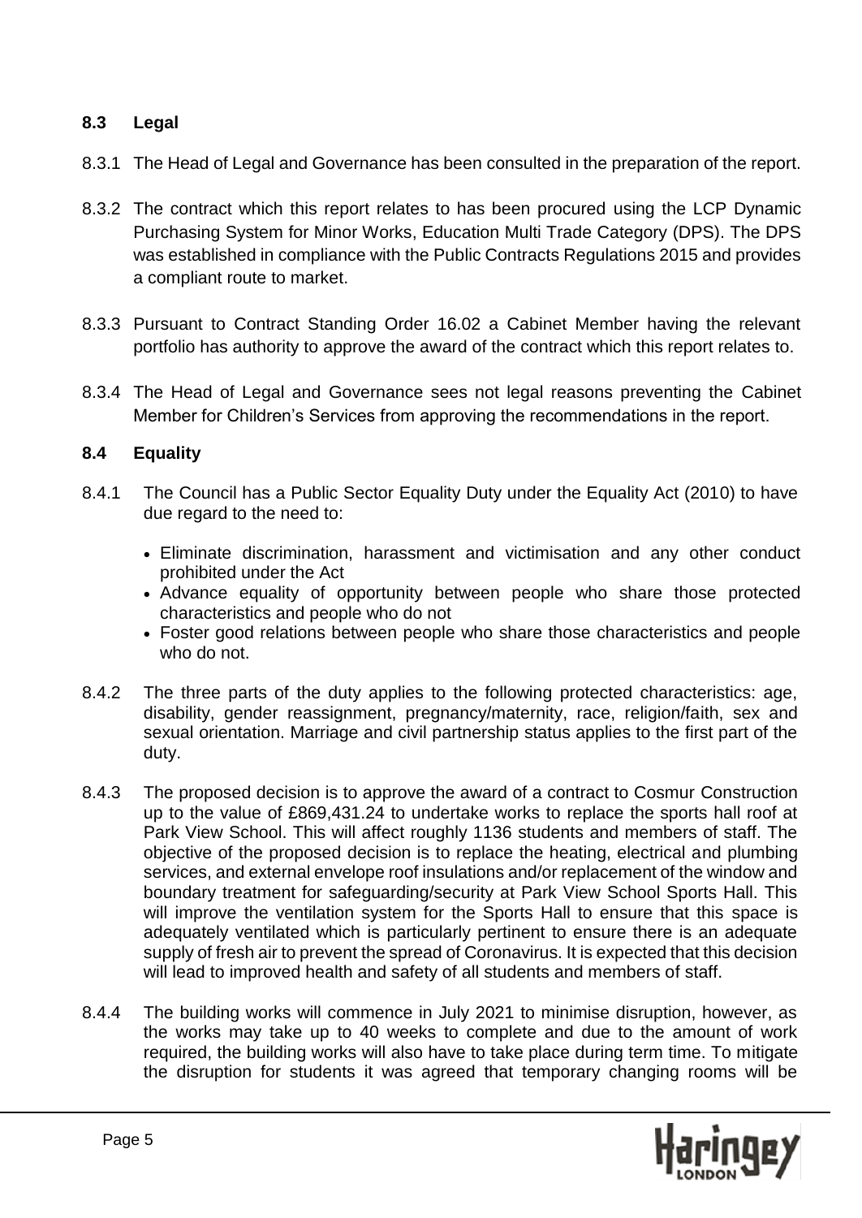### 8.3 Legal

8.3.1 The Head of Legal and Governance has been consulted in the preparation of the report.

8.3.2 The contract which this report relates to has been procured using the LCP Dynamic Purchasing System for Minor Works, Education Multi Trade Category (DPS). The DPS was established in compliance with the Public Contracts Regulations 2015 and provides a compliant route to market.

8.3.3 Pursuant to Contract Standing Order 16.02 a Cabinet Member having the relevant portfolio has authority to approve the award of the contract which this report relates to.

8.3.4 The Head of Legal and Governance sees not legal reasons preventing the Cabinet Member for Children's Services from approving the recommendations in the report.

### 8.4 Equality

8.4.1 The Council has a Public Sector Equality Duty under the Equality Act (2010) to have due regard to the need to:

- Eliminate discrimination, harassment and victimisation and any other conduct prohibited under the Act
- Advance equality of opportunity between people who share those protected characteristics and people who do not
- Foster good relations between people who share those characteristics and people who do not.

8.4.2 The three parts of the duty applies to the following protected characteristics: age, disability, gender reassignment, pregnancy/maternity, race, religion/faith, sex and sexual orientation. Marriage and civil partnership status applies to the first part of the duty.

8.4.3 The proposed decision is to approve the award of a contract to Cosmur Construction up to the value of £869,431.24 to undertake works to replace the sports hall roof at Park View School. This will affect roughly 1136 students and members of staff. The objective of the proposed decision is to replace the heating, electrical and plumbing services, and external envelope roof insulations and/or replacement of the window and boundary treatment for safeguarding/security at Park View School Sports Hall. This will improve the ventilation system for the Sports Hall to ensure that this space is adequately ventilated which is particularly pertinent to ensure there is an adequate supply of fresh air to prevent the spread of Coronavirus. It is expected that this decision will lead to improved health and safety of all students and members of staff.

8.4.4 The building works will commence in July 2021 to minimise disruption, however, as the works may take up to 40 weeks to complete and due to the amount of work required, the building works will also have to take place during term time. To mitigate the disruption for students it was agreed that temporary changing rooms will be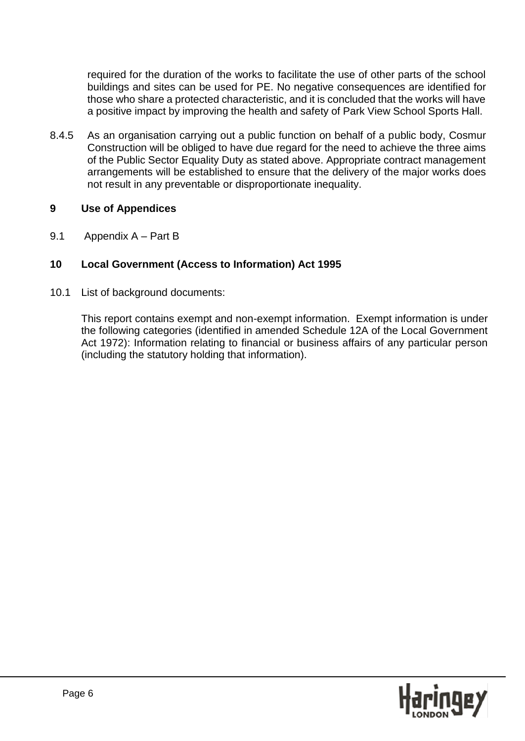required for the duration of the works to facilitate the use of other parts of the school buildings and sites can be used for PE. No negative consequences are identified for those who share a protected characteristic, and it is concluded that the works will have a positive impact by improving the health and safety of Park View School Sports Hall.

8.4.5 As an organisation carrying out a public function on behalf of a public body, Cosmur Construction will be obliged to have due regard for the need to achieve the three aims of the Public Sector Equality Duty as stated above. Appropriate contract management arrangements will be established to ensure that the delivery of the major works does not result in any preventable or disproportionate inequality.

**9 Use of Appendices**

9.1 Appendix A – Part B

**10 Local Government (Access to Information) Act 1995**

10.1 List of background documents:

This report contains exempt and non-exempt information. Exempt information is under the following categories (identified in amended Schedule 12A of the Local Government Act 1972): Information relating to financial or business affairs of any particular person (including the statutory holding that information).